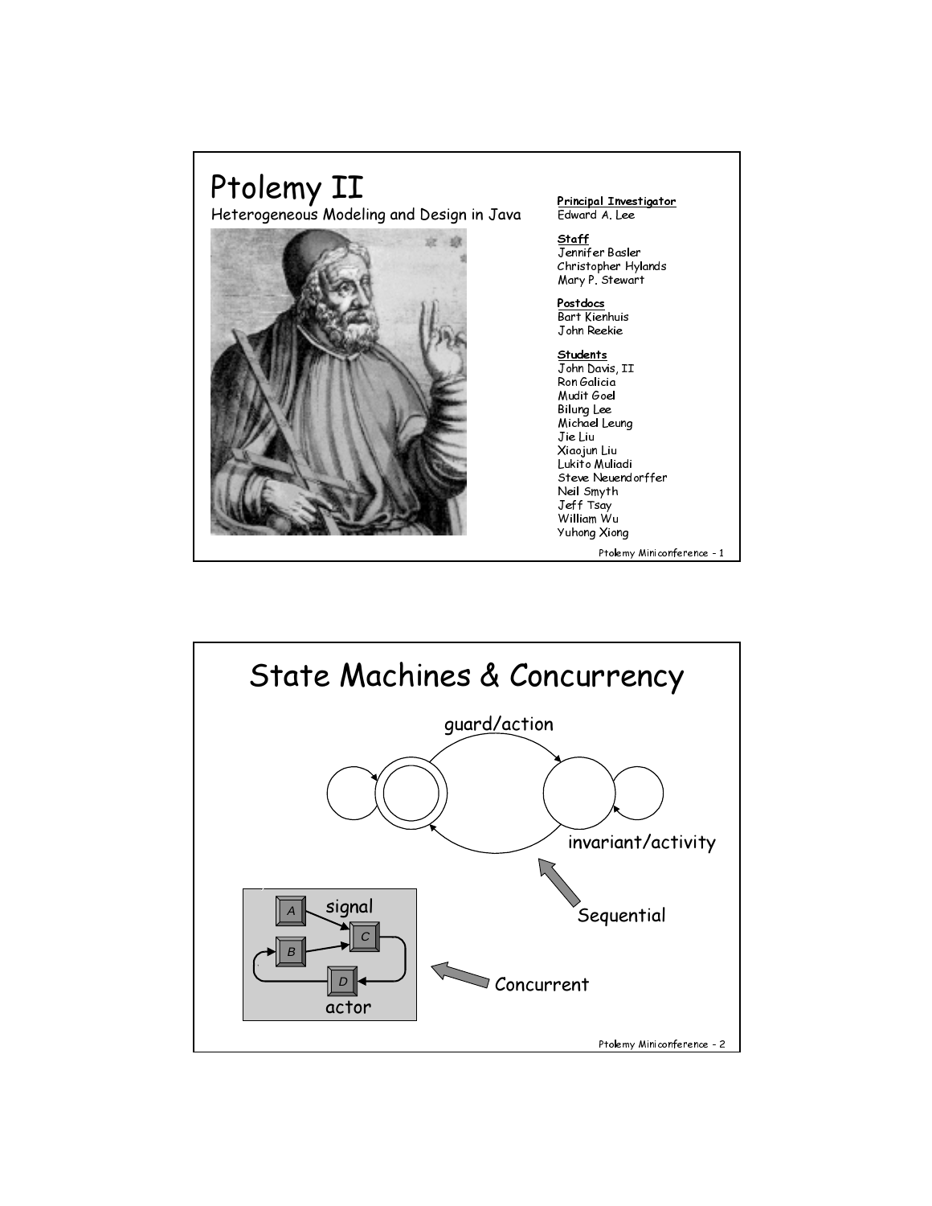# Ptolemy II

Heterogeneous Modeling and Design in Java

**Principal Investigator**
Edward A. Lee

**Staff**
Jennifer Basler
Christopher Hylands
Mary P. Stewart

**Postdocs**
Bart Kienhuis
John Reekie

**Students**
John Davis, II
Ron Galicia
Mudit Goel
Bilung Lee
Michael Leung
Jie Liu
Xiaojun Liu
Lukito Muliadi
Steve Neuendorffer
Neil Smyth
Jeff Tsay
William Wu
Yuhong Xiong

# State Machines & Concurrency

guard/action

invariant/activity

Sequential

signal

actor

Concurrent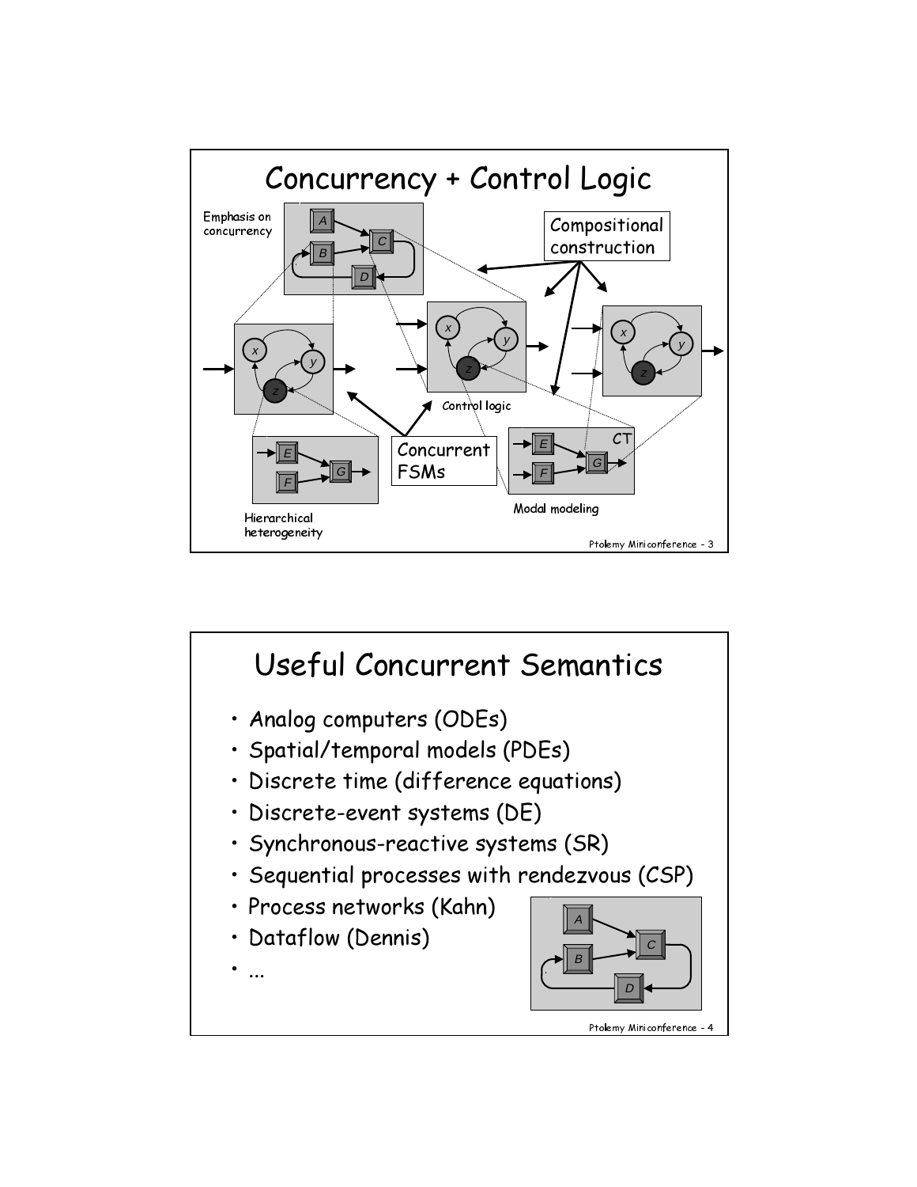# Concurrency + Control Logic

Emphasis on concurrency

Compositional construction

Control logic

Concurrent FSMs

Modal modeling

Hierarchical heterogeneity

# Useful Concurrent Semantics

- Analog computers (ODEs)
- Spatial/temporal models (PDEs)
- Discrete time (difference equations)
- Discrete-event systems (DE)
- Synchronous-reactive systems (SR)
- Sequential processes with rendezvous (CSP)
- Process networks (Kahn)
- Dataflow (Dennis)
- ...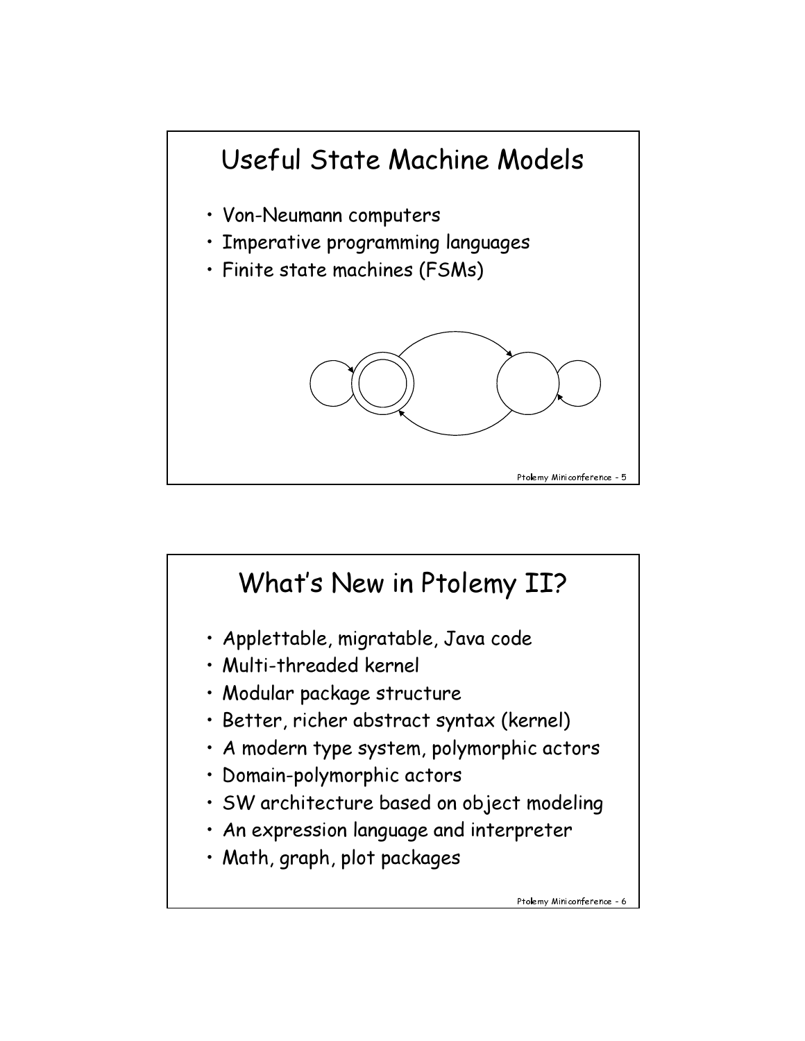# Useful State Machine Models

- Von-Neumann computers
- Imperative programming languages
- Finite state machines (FSMs)

# What's New in Ptolemy II?

- Applettable, migratable, Java code
- Multi-threaded kernel
- Modular package structure
- Better, richer abstract syntax (kernel)
- A modern type system, polymorphic actors
- Domain-polymorphic actors
- SW architecture based on object modeling
- An expression language and interpreter
- Math, graph, plot packages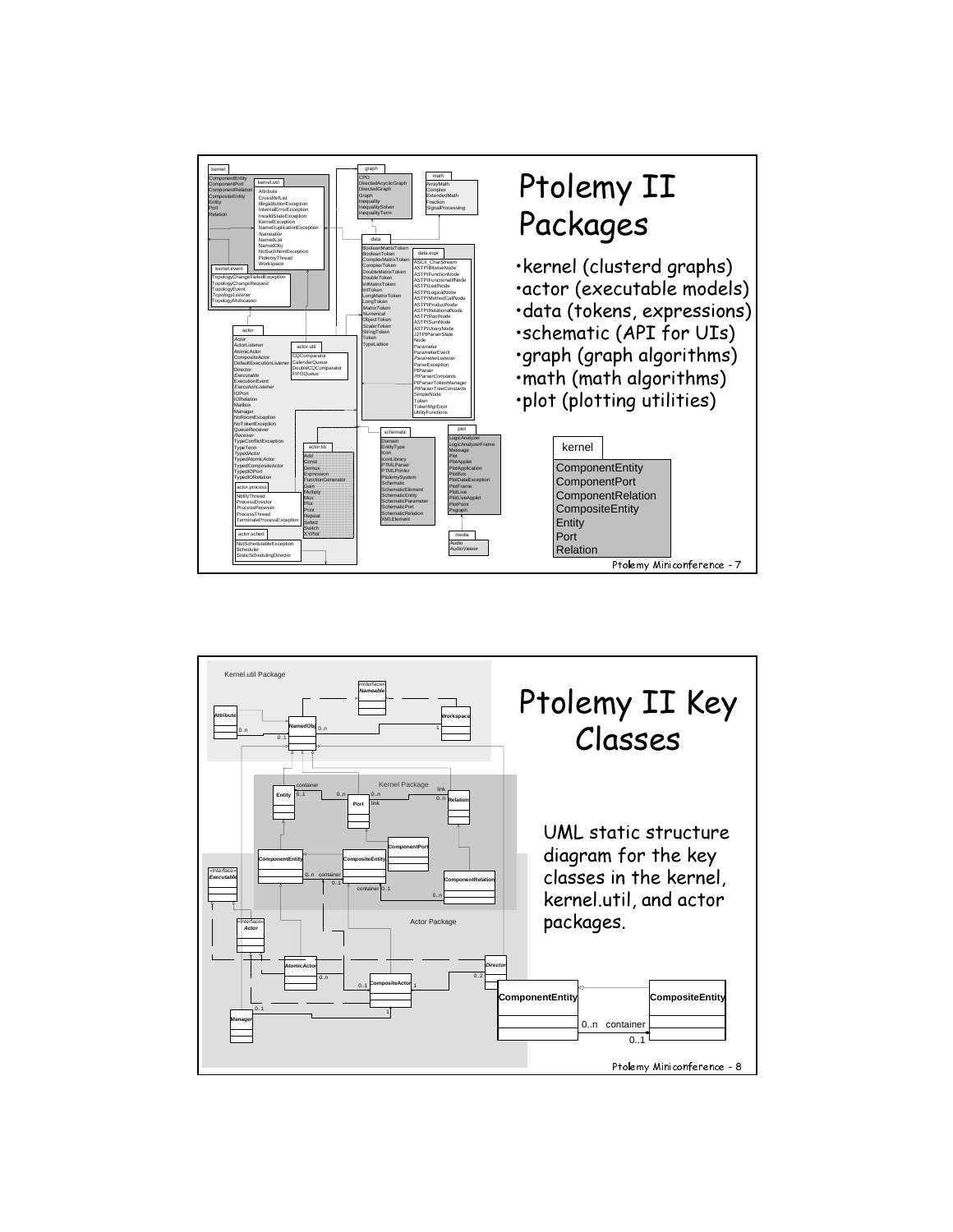# Ptolemy II Packages

- kernel (clusterd graphs)
- actor (executable models)
- data (tokens, expressions)
- schematic (API for UIs)
- graph (graph algorithms)
- math (math algorithms)
- plot (plotting utilities)

kernel

ComponentEntity
ComponentPort
ComponentRelation
CompositeEntity
Entity
Port
Relation

# Ptolemy II Key Classes

UML static structure diagram for the key classes in the kernel, kernel.util, and actor packages.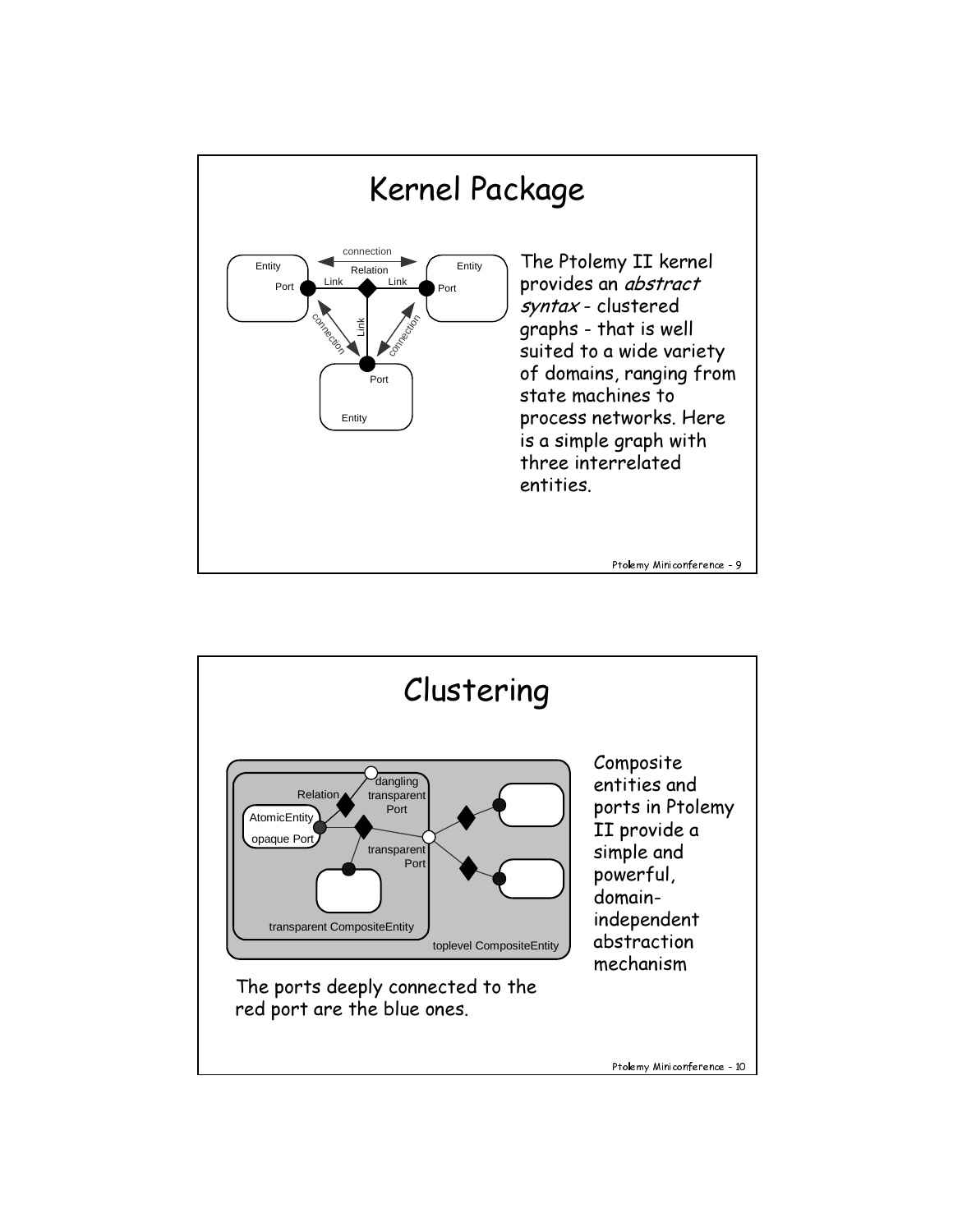# Kernel Package

The Ptolemy II kernel provides an *abstract syntax* - clustered graphs - that is well suited to a wide variety of domains, ranging from state machines to process networks. Here is a simple graph with three interrelated entities.

# Clustering

Composite entities and ports in Ptolemy II provide a simple and powerful, domain-independent abstraction mechanism

The ports deeply connected to the red port are the blue ones.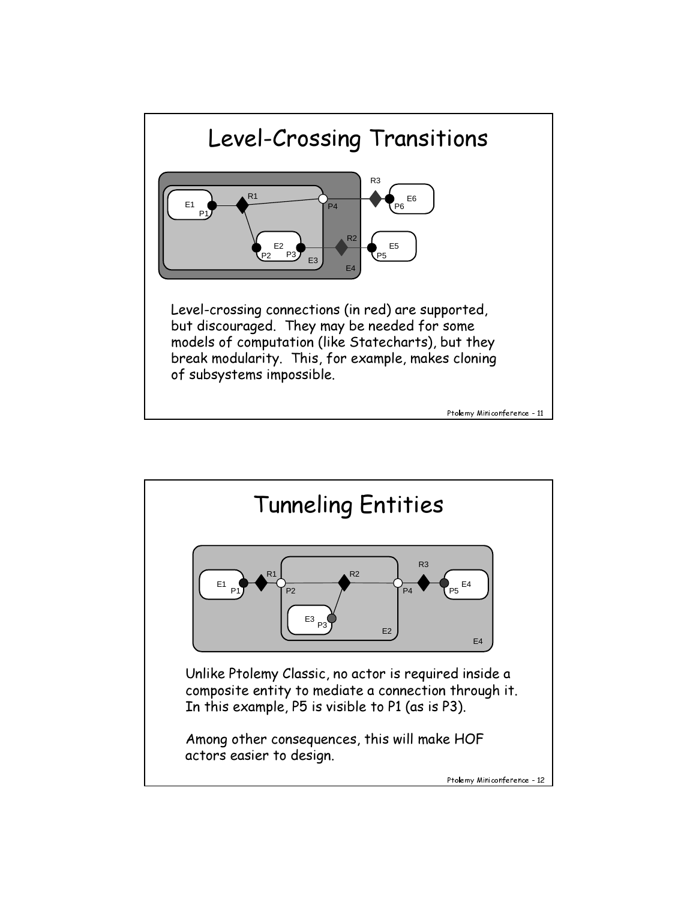# Level-Crossing Transitions

Level-crossing connections (in red) are supported, but discouraged. They may be needed for some models of computation (like Statecharts), but they break modularity. This, for example, makes cloning of subsystems impossible.

# Tunneling Entities

Unlike Ptolemy Classic, no actor is required inside a composite entity to mediate a connection through it. In this example, P5 is visible to P1 (as is P3).

Among other consequences, this will make HOF actors easier to design.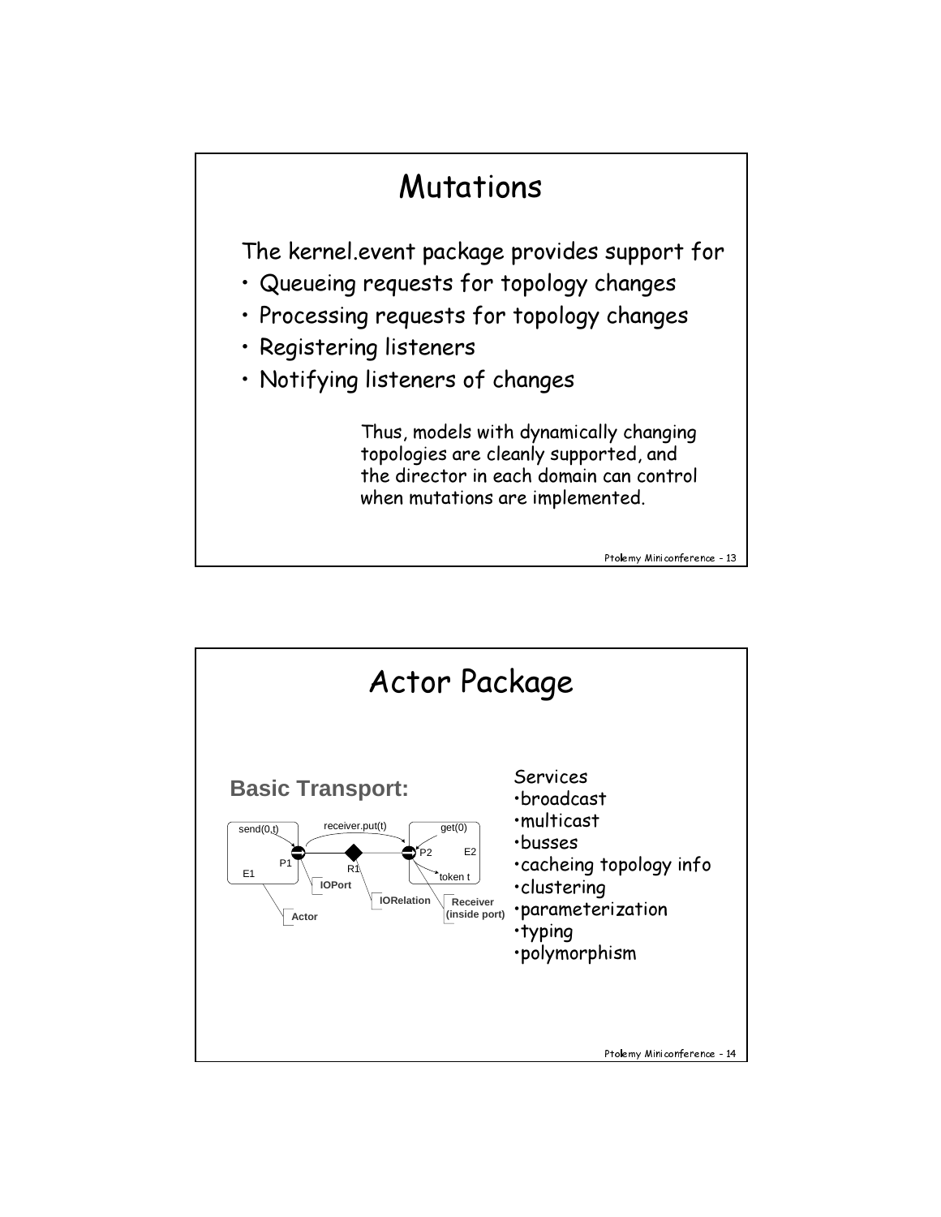# Mutations

The kernel.event package provides support for

- Queueing requests for topology changes
- Processing requests for topology changes
- Registering listeners
- Notifying listeners of changes

Thus, models with dynamically changing topologies are cleanly supported, and the director in each domain can control when mutations are implemented.

# Actor Package

**Basic Transport:**

send(0,t) receiver.put(t) get(0)

P1 R1 P2 E2

E1 token t

IOPort IORelation Receiver (inside port)

Actor

Services

- broadcast
- multicast
- busses
- cacheing topology info
- clustering
- parameterization
- typing
- polymorphism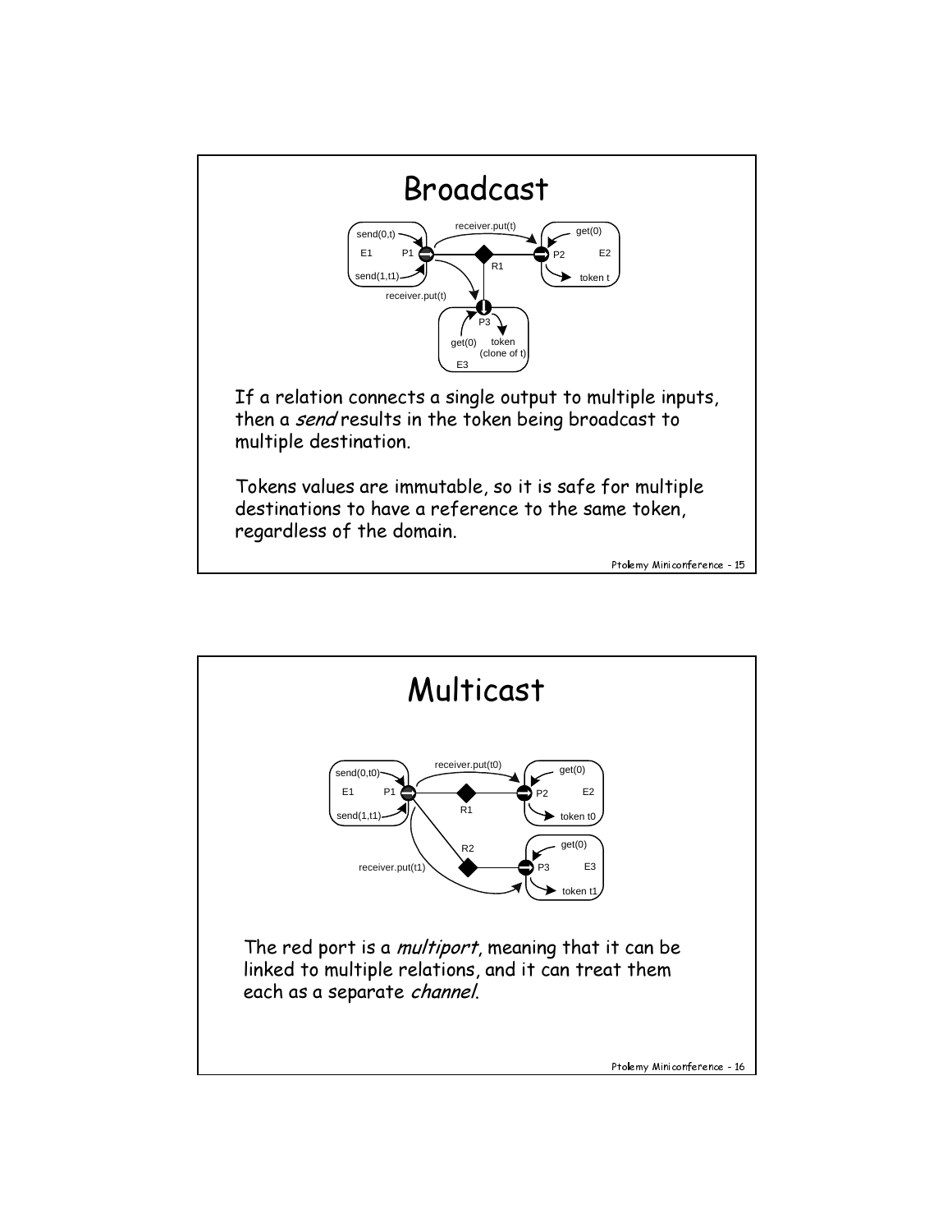# Broadcast

If a relation connects a single output to multiple inputs, then a *send* results in the token being broadcast to multiple destination.

Tokens values are immutable, so it is safe for multiple destinations to have a reference to the same token, regardless of the domain.

# Multicast

The red port is a *multiport*, meaning that it can be linked to multiple relations, and it can treat them each as a separate *channel*.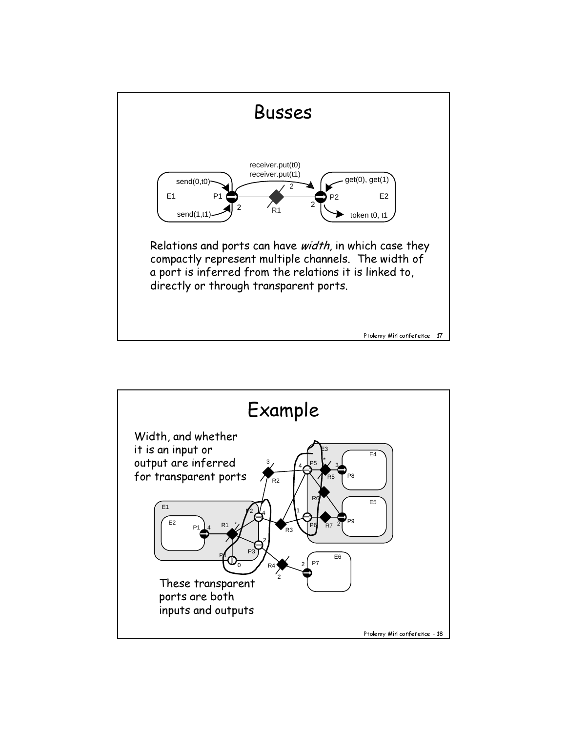# Busses

Relations and ports can have *width*, in which case they compactly represent multiple channels. The width of a port is inferred from the relations it is linked to, directly or through transparent ports.

# Example

Width, and whether it is an input or output are inferred for transparent ports

These transparent ports are both inputs and outputs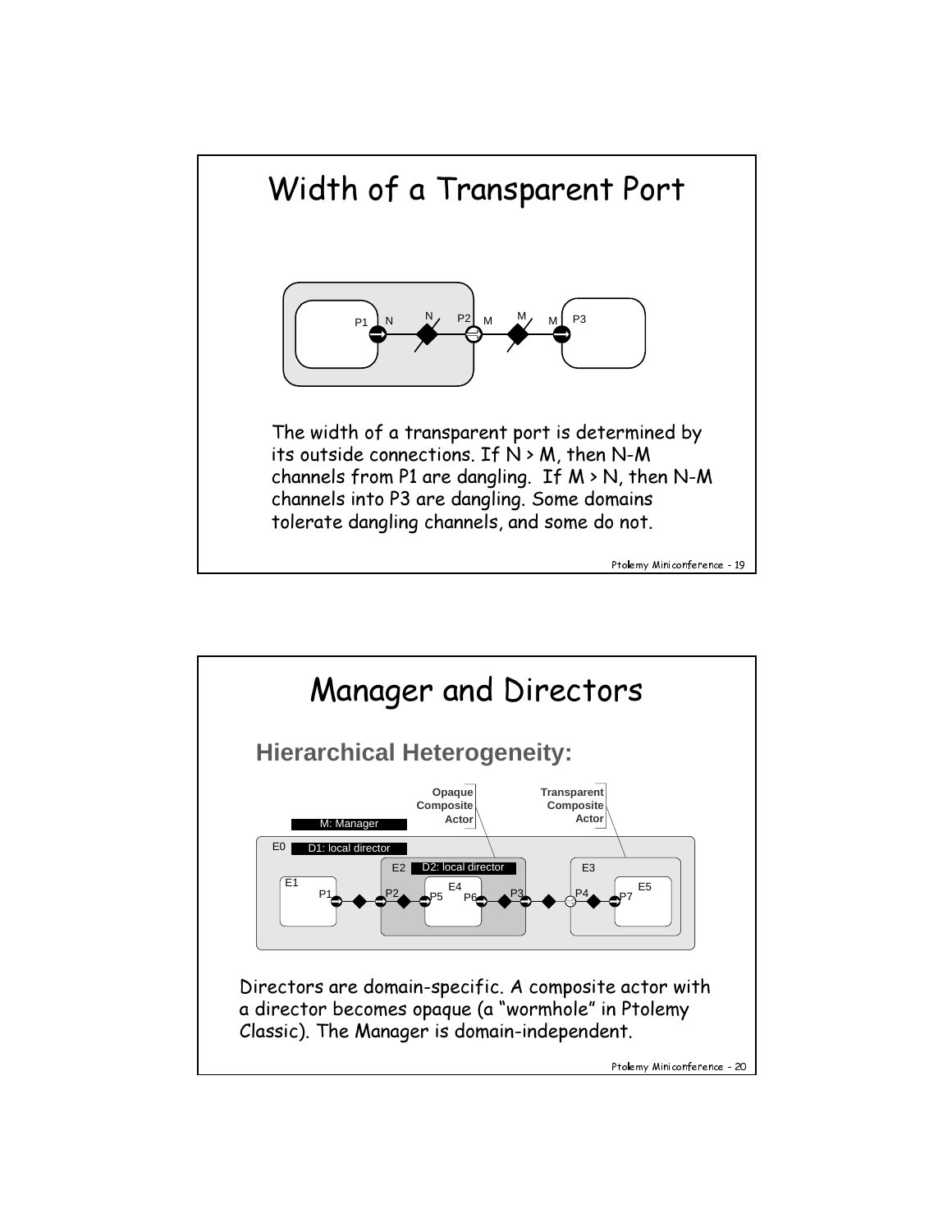# Width of a Transparent Port

The width of a transparent port is determined by its outside connections. If N > M, then N-M channels from P1 are dangling. If M > N, then N-M channels into P3 are dangling. Some domains tolerate dangling channels, and some do not.

# Manager and Directors

## Hierarchical Heterogeneity:

Directors are domain-specific. A composite actor with a director becomes opaque (a “wormhole” in Ptolemy Classic). The Manager is domain-independent.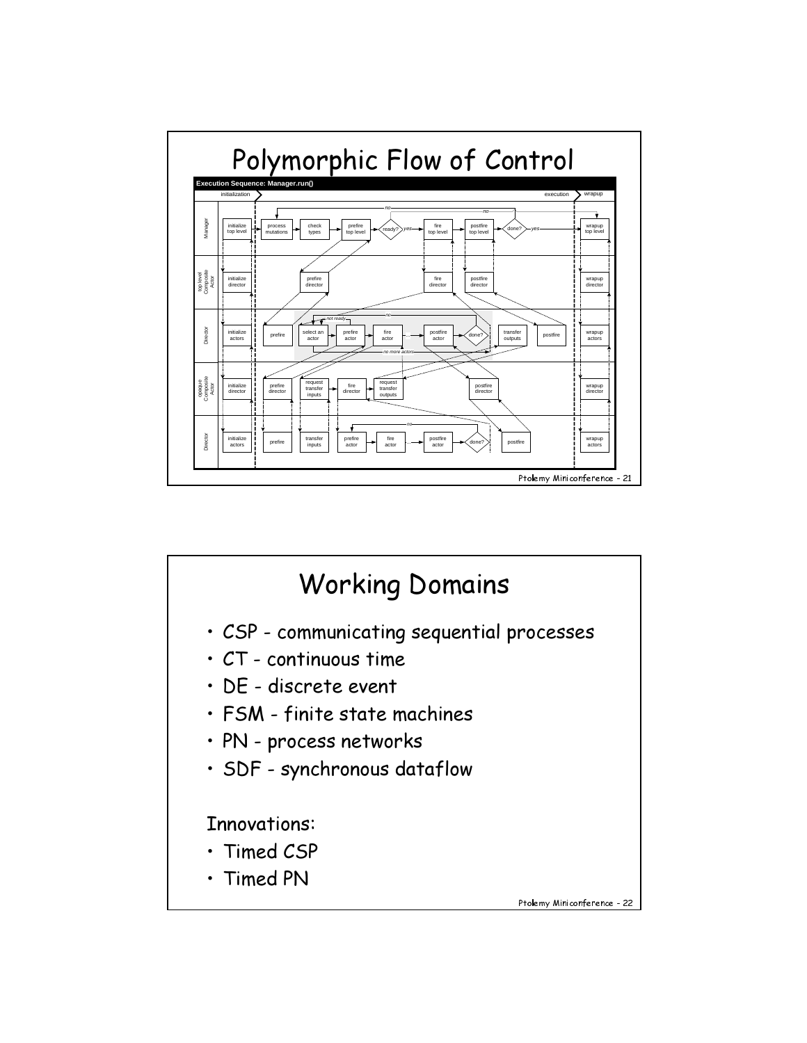# Polymorphic Flow of Control

**Execution Sequence: Manager.run()**

initialization — execution — wrapup

Manager: initialize top level → process mutations → check types → prefire top level → ready? (yes / no) → fire top level → postfire top level → done? (yes / no) → wrapup top level

top level Composite Actor: initialize director, prefire director, fire director, postfire director, wrapup director

Director: initialize actors, prefire, select an actor (not ready), prefire actor, fire actor, ..., postfire actor, done? (no), no more actors, transfer outputs, postfire, wrapup actors

opaque Composite Actor: initialize director, prefire director, request transfer inputs, fire director, request transfer outputs, postfire director, wrapup director

Director: initialize actors, prefire, transfer inputs, prefire actor, fire actor, ..., postfire actor, done? (no), postfire, wrapup actors

# Working Domains

- CSP - communicating sequential processes
- CT - continuous time
- DE - discrete event
- FSM - finite state machines
- PN - process networks
- SDF - synchronous dataflow

Innovations:

- Timed CSP
- Timed PN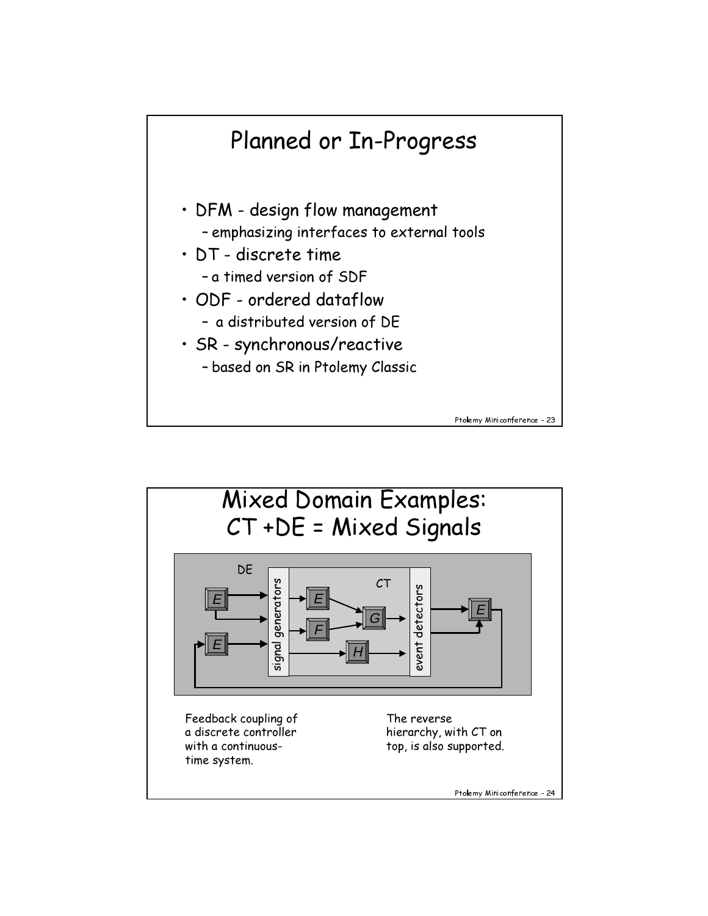# Planned or In-Progress

- DFM - design flow management
  - emphasizing interfaces to external tools
- DT - discrete time
  - a timed version of SDF
- ODF - ordered dataflow
  - a distributed version of DE
- SR - synchronous/reactive
  - based on SR in Ptolemy Classic

# Mixed Domain Examples: CT +DE = Mixed Signals

DE

CT

signal generators

event detectors

E E F G H E E

Feedback coupling of a discrete controller with a continuous-time system.

The reverse hierarchy, with CT on top, is also supported.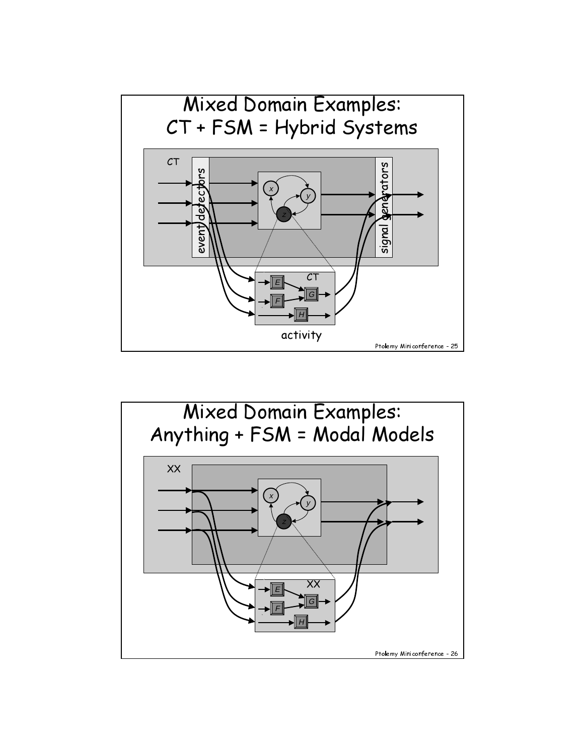# Mixed Domain Examples: CT + FSM = Hybrid Systems

CT

event detectors

signal generators

CT

activity

# Mixed Domain Examples: Anything + FSM = Modal Models

XX

XX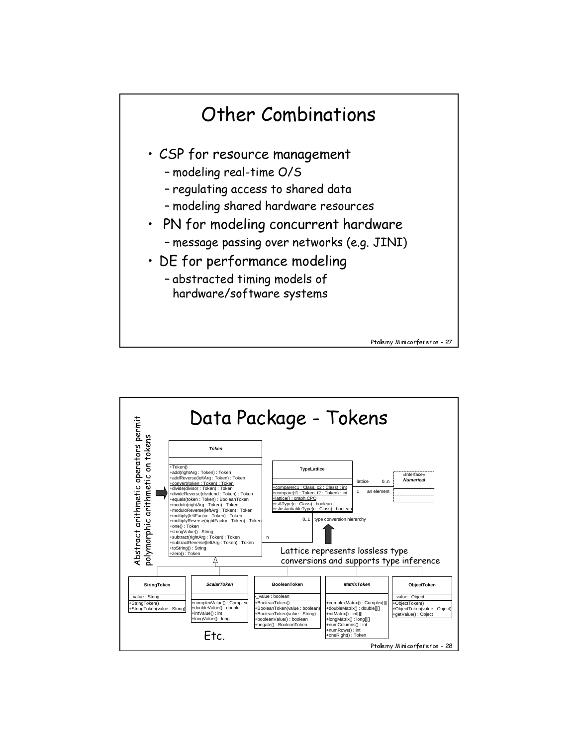# Other Combinations

- CSP for resource management
  - modeling real-time O/S
  - regulating access to shared data
  - modeling shared hardware resources
- PN for modeling concurrent hardware
  - message passing over networks (e.g. JINI)
- DE for performance modeling
  - abstracted timing models of hardware/software systems

# Data Package - Tokens

Abstract arithmetic operators permit polymorphic arithmetic on tokens

**Token**

- +Token()
- +add(rightArg : Token) : Token
- +addReverse(leftArg : Token) : Token
- +convert(token : Token) : Token
- +divide(divisor : Token) : Token
- +divideReverse(dividend : Token) : Token
- +equals(token : Token) : BooleanToken
- +modulo(rightArg : Token) : Token
- +moduloReverse(leftArg : Token) : Token
- +multiply(leftFactor : Token) : Token
- +multiplyReverse(rightFactor : Token) : Token
- +one() : Token
- +stringValue() : String
- +subtract(rightArg : Token) : Token
- +subtractReverse(leftArg : Token) : Token
- +toString() : String
- +zero() : Token

**TypeLattice**

- +compare(c1 : Class, c2 : Class) : int
- +compare(t1 : Token, t2 : Token) : int
- +lattice() : graph.CPO
- +isAType(c : Class) : boolean
- +isInstantiableType(c : Class) : boolean

lattice 0..n — 1 an element

«Interface» *Numerical*

n — 0..1 type conversion hierarchy

Lattice represents lossless type conversions and supports type inference

**StringToken**

- -_value : String
- +StringToken()
- +StringToken(value : String)

***ScalarToken***

- +complexValue() : Complex
- +doubleValue() : double
- +intValue() : int
- +longValue() : long

**BooleanToken**

- -_value : boolean
- +BooleanToken()
- +BooleanToken(value : boolean)
- +BooleanToken(value : String)
- +booleanValue() : boolean
- +negate() : BooleanToken

***MatrixToken***

- +complexMatrix() : Complex[][]
- +doubleMatrix() : double[][]
- +intMatrix() : int[][]
- +longMatrix() : long[][]
- +numColumns() : int
- +numRows() : int
- +oneRight() : Token

**ObjectToken**

- -_value : Object
- +ObjectToken()
- +ObjectToken(value : Object)
- +getValue() : Object

Etc.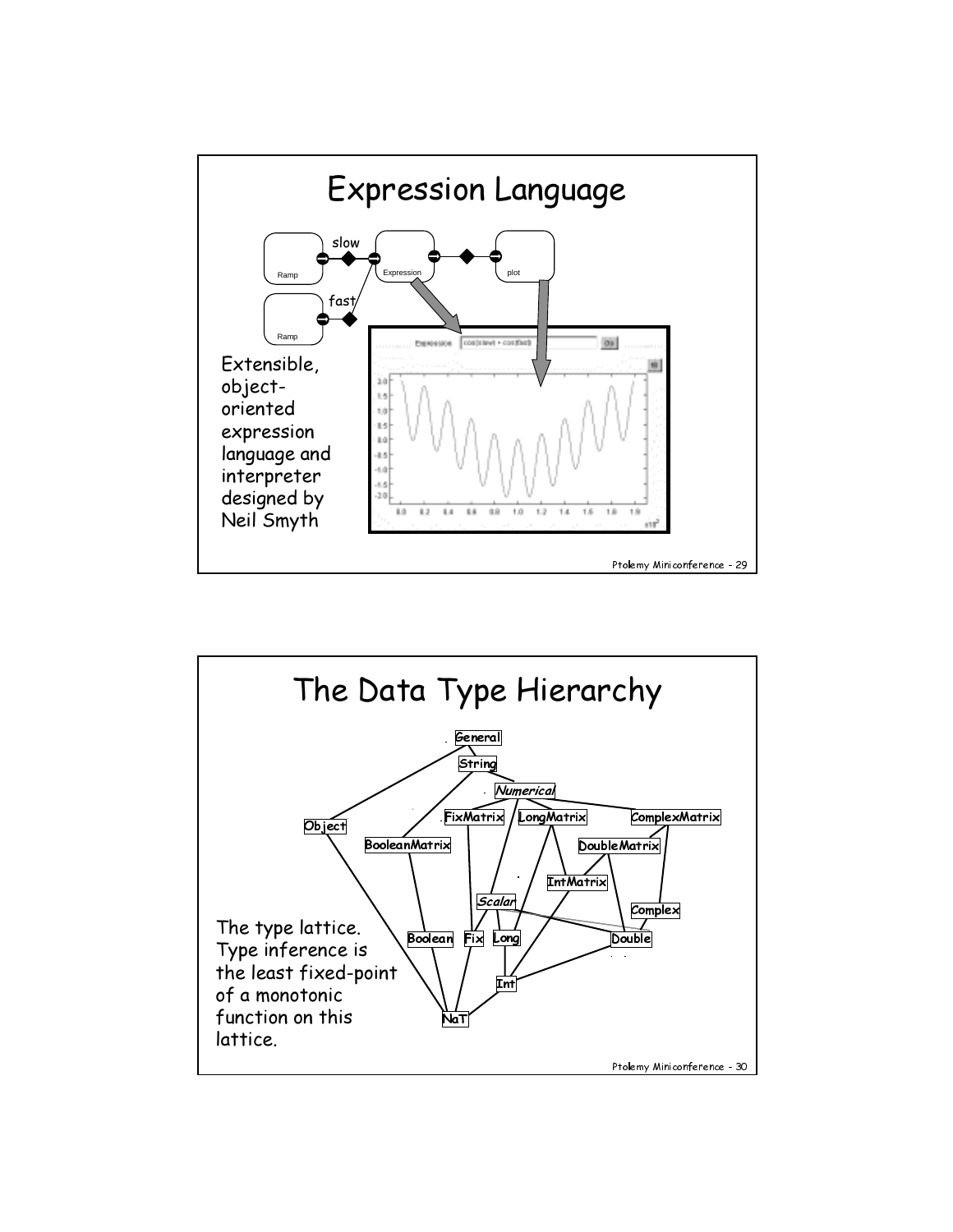# Expression Language

slow

fast

Ramp

Ramp

Expression

plot

Extensible, object-oriented expression language and interpreter designed by Neil Smyth

# The Data Type Hierarchy

General

String

Numerical

Object

FixMatrix

LongMatrix

ComplexMatrix

BooleanMatrix

DoubleMatrix

IntMatrix

Scalar

Complex

Boolean

Fix

Long

Double

Int

NaT

The type lattice. Type inference is the least fixed-point of a monotonic function on this lattice.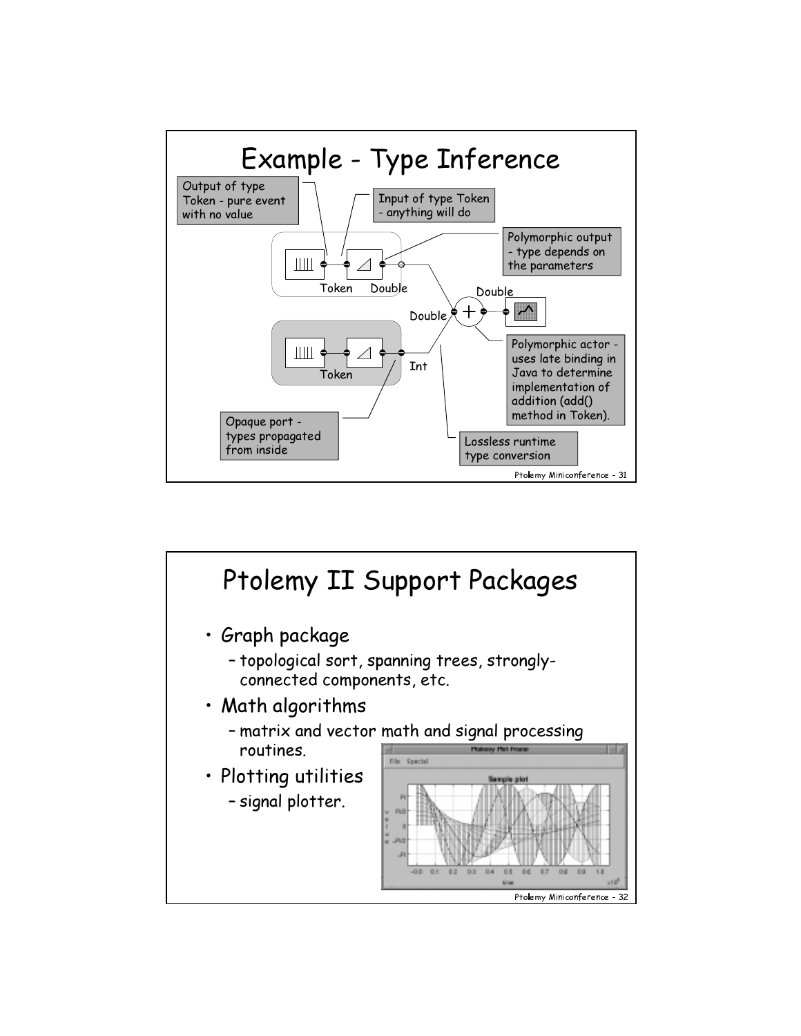# Example - Type Inference

Output of type Token - pure event with no value

Input of type Token - anything will do

Polymorphic output - type depends on the parameters

Token

Double

Double

Double

Polymorphic actor - uses late binding in Java to determine implementation of addition (add() method in Token).

Token

Int

Opaque port - types propagated from inside

Lossless runtime type conversion

# Ptolemy II Support Packages

- Graph package
  - topological sort, spanning trees, strongly-connected components, etc.
- Math algorithms
  - matrix and vector math and signal processing routines.
- Plotting utilities
  - signal plotter.